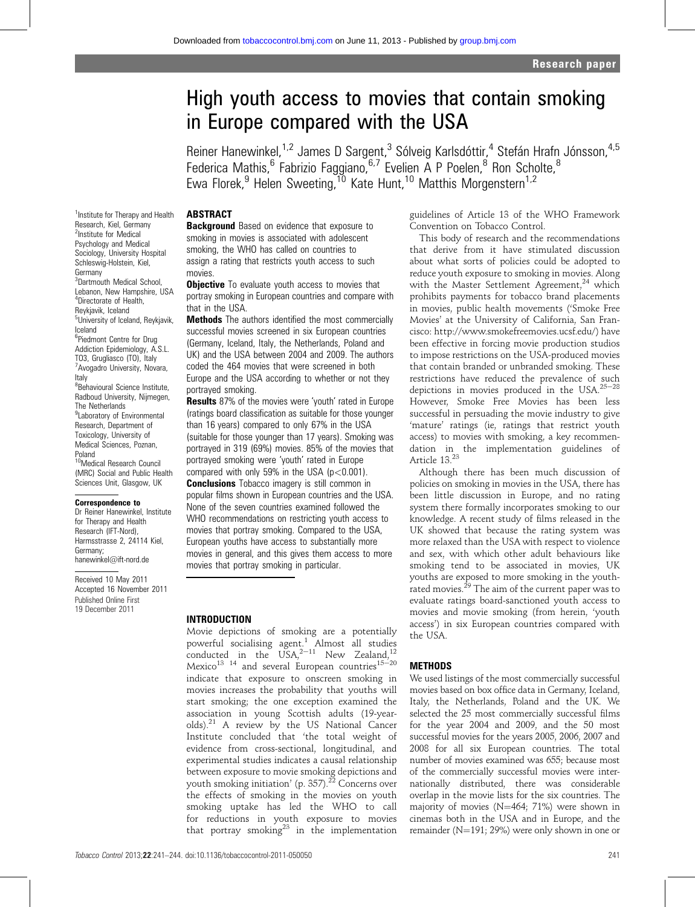# High youth access to movies that contain smoking in Europe compared with the USA

Reiner Hanewinkel,[1,2] James D Sargent,[3] Sólveig Karlsdóttir,[4] Stefán Hrafn Jónsson,[4,5] Federica Mathis,[6] Fabrizio Faggiano,[6,7] Evelien A P Poelen,[8] Ron Scholte,[8] Ewa Florek,[9] Helen Sweeting,[10] Kate Hunt,[10] Matthis Morgenstern[1,2]

[1]Institute for Therapy and Health Research, Kiel, Germany
[2]Institute for Medical Psychology and Medical Sociology, University Hospital Schleswig-Holstein, Kiel, Germany
[3]Dartmouth Medical School, Lebanon, New Hampshire, USA
[4]Directorate of Health, Reykjavik, Iceland
[5]University of Iceland, Reykjavik, Iceland
[6]Piedmont Centre for Drug Addiction Epidemiology, A.S.L. TO3, Grugliasco (TO), Italy
[7]Avogadro University, Novara, Italy
[8]Behavioural Science Institute, Radboud University, Nijmegen, The Netherlands
[9]Laboratory of Environmental Research, Department of Toxicology, University of Medical Sciences, Poznan, Poland
[10]Medical Research Council (MRC) Social and Public Health Sciences Unit, Glasgow, UK

**Correspondence to**
Dr Reiner Hanewinkel, Institute for Therapy and Health Research (IFT-Nord), Harmsstrasse 2, 24114 Kiel, Germany; hanewinkel@ift-nord.de

Received 10 May 2011
Accepted 16 November 2011
Published Online First 19 December 2011

## ABSTRACT

**Background** Based on evidence that exposure to smoking in movies is associated with adolescent smoking, the WHO has called on countries to assign a rating that restricts youth access to such movies.

**Objective** To evaluate youth access to movies that portray smoking in European countries and compare with that in the USA.

**Methods** The authors identified the most commercially successful movies screened in six European countries (Germany, Iceland, Italy, the Netherlands, Poland and UK) and the USA between 2004 and 2009. The authors coded the 464 movies that were screened in both Europe and the USA according to whether or not they portrayed smoking.

**Results** 87% of the movies were 'youth' rated in Europe (ratings board classification as suitable for those younger than 16 years) compared to only 67% in the USA (suitable for those younger than 17 years). Smoking was portrayed in 319 (69%) movies. 85% of the movies that portrayed smoking were 'youth' rated in Europe compared with only 59% in the USA ($p<0.001$).

**Conclusions** Tobacco imagery is still common in popular films shown in European countries and the USA. None of the seven countries examined followed the WHO recommendations on restricting youth access to movies that portray smoking. Compared to the USA, European youths have access to substantially more movies in general, and this gives them access to more movies that portray smoking in particular.

## INTRODUCTION

Movie depictions of smoking are a potentially powerful socialising agent.[1] Almost all studies conducted in the USA,[2–11] New Zealand,[12] Mexico[13 14] and several European countries[15–20] indicate that exposure to onscreen smoking in movies increases the probability that youths will start smoking; the one exception examined the association in young Scottish adults (19-year-olds).[21] A review by the US National Cancer Institute concluded that 'the total weight of evidence from cross-sectional, longitudinal, and experimental studies indicates a causal relationship between exposure to movie smoking depictions and youth smoking initiation' (p. 357).[22] Concerns over the effects of smoking in the movies on youth smoking uptake has led the WHO to call for reductions in youth exposure to movies that portray smoking[23] in the implementation guidelines of Article 13 of the WHO Framework Convention on Tobacco Control.

This body of research and the recommendations that derive from it have stimulated discussion about what sorts of policies could be adopted to reduce youth exposure to smoking in movies. Along with the Master Settlement Agreement,[24] which prohibits payments for tobacco brand placements in movies, public health movements ('Smoke Free Movies' at the University of California, San Francisco: http://www.smokefreemovies.ucsf.edu/) have been effective in forcing movie production studios to impose restrictions on the USA-produced movies that contain branded or unbranded smoking. These restrictions have reduced the prevalence of such depictions in movies produced in the USA.[25–28] However, Smoke Free Movies has been less successful in persuading the movie industry to give 'mature' ratings (ie, ratings that restrict youth access) to movies with smoking, a key recommendation in the implementation guidelines of Article 13.[23]

Although there has been much discussion of policies on smoking in movies in the USA, there has been little discussion in Europe, and no rating system there formally incorporates smoking to our knowledge. A recent study of films released in the UK showed that because the rating system was more relaxed than the USA with respect to violence and sex, with which other adult behaviours like smoking tend to be associated in movies, UK youths are exposed to more smoking in the youth-rated movies.[29] The aim of the current paper was to evaluate ratings board-sanctioned youth access to movies and movie smoking (from herein, 'youth access') in six European countries compared with the USA.

## METHODS

We used listings of the most commercially successful movies based on box office data in Germany, Iceland, Italy, the Netherlands, Poland and the UK. We selected the 25 most commercially successful films for the year 2004 and 2009, and the 50 most successful movies for the years 2005, 2006, 2007 and 2008 for all six European countries. The total number of movies examined was 655; because most of the commercially successful movies were internationally distributed, there was considerable overlap in the movie lists for the six countries. The majority of movies (N=464; 71%) were shown in cinemas both in the USA and in Europe, and the remainder (N=191; 29%) were only shown in one or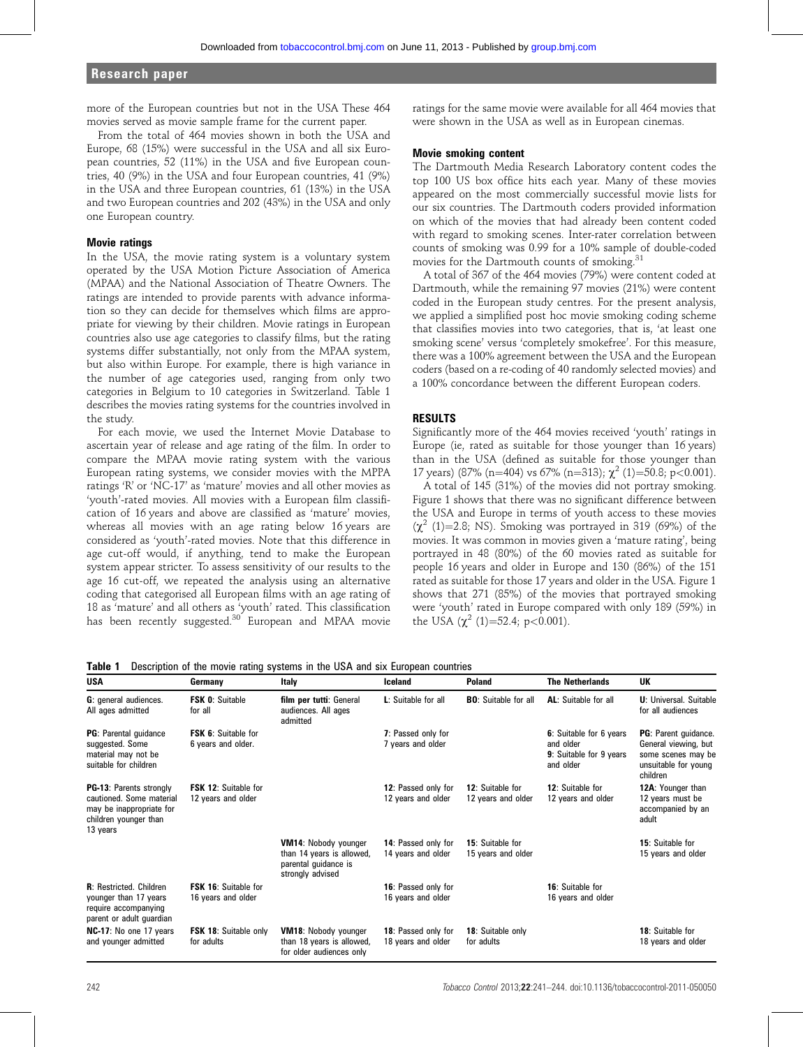more of the European countries but not in the USA These 464 movies served as movie sample frame for the current paper.

From the total of 464 movies shown in both the USA and Europe, 68 (15%) were successful in the USA and all six European countries, 52 (11%) in the USA and five European countries, 40 (9%) in the USA and four European countries, 41 (9%) in the USA and three European countries, 61 (13%) in the USA and two European countries and 202 (43%) in the USA and only one European country.

### Movie ratings

In the USA, the movie rating system is a voluntary system operated by the USA Motion Picture Association of America (MPAA) and the National Association of Theatre Owners. The ratings are intended to provide parents with advance information so they can decide for themselves which films are appropriate for viewing by their children. Movie ratings in European countries also use age categories to classify films, but the rating systems differ substantially, not only from the MPAA system, but also within Europe. For example, there is high variance in the number of age categories used, ranging from only two categories in Belgium to 10 categories in Switzerland. Table 1 describes the movies rating systems for the countries involved in the study.

For each movie, we used the Internet Movie Database to ascertain year of release and age rating of the film. In order to compare the MPAA movie rating system with the various European rating systems, we consider movies with the MPPA ratings 'R' or 'NC-17' as 'mature' movies and all other movies as 'youth'-rated movies. All movies with a European film classification of 16 years and above are classified as 'mature' movies, whereas all movies with an age rating below 16 years are considered as 'youth'-rated movies. Note that this difference in age cut-off would, if anything, tend to make the European system appear stricter. To assess sensitivity of our results to the age 16 cut-off, we repeated the analysis using an alternative coding that categorised all European films with an age rating of 18 as 'mature' and all others as 'youth' rated. This classification has been recently suggested.[30] European and MPAA movie ratings for the same movie were available for all 464 movies that were shown in the USA as well as in European cinemas.

### Movie smoking content

The Dartmouth Media Research Laboratory content codes the top 100 US box office hits each year. Many of these movies appeared on the most commercially successful movie lists for our six countries. The Dartmouth coders provided information on which of the movies that had already been content coded with regard to smoking scenes. Inter-rater correlation between counts of smoking was 0.99 for a 10% sample of double-coded movies for the Dartmouth counts of smoking.[31]

A total of 367 of the 464 movies (79%) were content coded at Dartmouth, while the remaining 97 movies (21%) were content coded in the European study centres. For the present analysis, we applied a simplified post hoc movie smoking coding scheme that classifies movies into two categories, that is, 'at least one smoking scene' versus 'completely smokefree'. For this measure, there was a 100% agreement between the USA and the European coders (based on a re-coding of 40 randomly selected movies) and a 100% concordance between the different European coders.

## RESULTS

Significantly more of the 464 movies received 'youth' ratings in Europe (ie, rated as suitable for those younger than 16 years) than in the USA (defined as suitable for those younger than 17 years) (87% (n=404) vs 67% (n=313); $\chi^2$ (1)=50.8; $p<0.001$).

A total of 145 (31%) of the movies did not portray smoking. Figure 1 shows that there was no significant difference between the USA and Europe in terms of youth access to these movies ($\chi^2$ (1)=2.8; NS). Smoking was portrayed in 319 (69%) of the movies. It was common in movies given a 'mature rating', being portrayed in 48 (80%) of the 60 movies rated as suitable for people 16 years and older in Europe and 130 (86%) of the 151 rated as suitable for those 17 years and older in the USA. Figure 1 shows that 271 (85%) of the movies that portrayed smoking were 'youth' rated in Europe compared with only 189 (59%) in the USA ($\chi^2$ (1)=52.4; $p<0.001$).

**Table 1** Description of the movie rating systems in the USA and six European countries

| USA | Germany | Italy | Iceland | Poland | The Netherlands | UK |
|---|---|---|---|---|---|---|
| **G**: general audiences. All ages admitted | **FSK 0**: Suitable for all | **film per tutti**: General audiences. All ages admitted | **L**: Suitable for all | **BO**: Suitable for all | **AL**: Suitable for all | **U**: Universal. Suitable for all audiences |
| **PG**: Parental guidance suggested. Some material may not be suitable for children | **FSK 6**: Suitable for 6 years and older. | | **7**: Passed only for 7 years and older | | **6**: Suitable for 6 years and older **9**: Suitable for 9 years and older | **PG**: Parent guidance. General viewing, but some scenes may be unsuitable for young children |
| **PG-13**: Parents strongly cautioned. Some material may be inappropriate for children younger than 13 years | **FSK 12**: Suitable for 12 years and older | | **12**: Passed only for 12 years and older | **12**: Suitable for 12 years and older | **12**: Suitable for 12 years and older | **12A**: Younger than 12 years must be accompanied by an adult |
| | | **VM14**: Nobody younger than 14 years is allowed, parental guidance is strongly advised | **14**: Passed only for 14 years and older | **15**: Suitable for 15 years and older | | **15**: Suitable for 15 years and older |
| **R**: Restricted. Children younger than 17 years require accompanying parent or adult guardian | **FSK 16**: Suitable for 16 years and older | | **16**: Passed only for 16 years and older | | **16**: Suitable for 16 years and older | |
| **NC-17**: No one 17 years and younger admitted | **FSK 18**: Suitable only for adults | **VM18**: Nobody younger than 18 years is allowed, for older audiences only | **18**: Passed only for 18 years and older | **18**: Suitable only for adults | | **18**: Suitable for 18 years and older |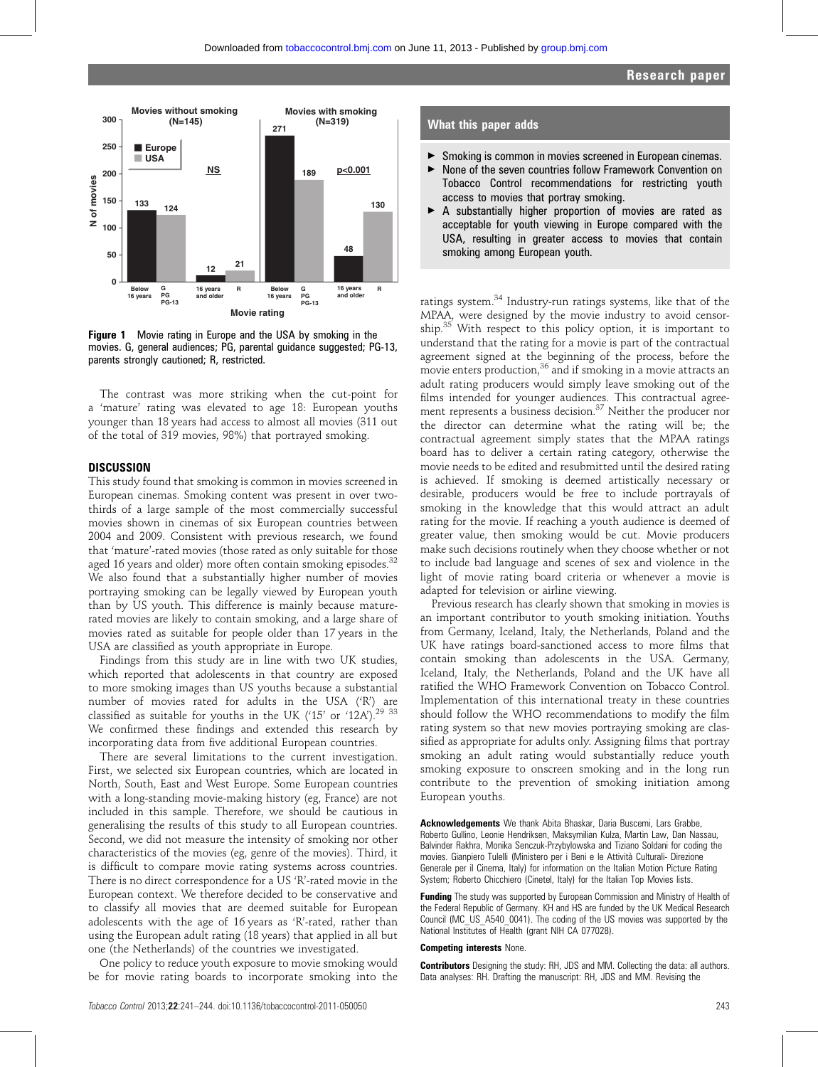Figure 1 Movie rating in Europe and the USA by smoking in the movies. G, general audiences; PG, parental guidance suggested; PG-13, parents strongly cautioned; R, restricted.

The contrast was more striking when the cut-point for a 'mature' rating was elevated to age 18: European youths younger than 18 years had access to almost all movies (311 out of the total of 319 movies, 98%) that portrayed smoking.

## DISCUSSION

This study found that smoking is common in movies screened in European cinemas. Smoking content was present in over two-thirds of a large sample of the most commercially successful movies shown in cinemas of six European countries between 2004 and 2009. Consistent with previous research, we found that 'mature'-rated movies (those rated as only suitable for those aged 16 years and older) more often contain smoking episodes.[32] We also found that a substantially higher number of movies portraying smoking can be legally viewed by European youth than by US youth. This difference is mainly because mature-rated movies are likely to contain smoking, and a large share of movies rated as suitable for people older than 17 years in the USA are classified as youth appropriate in Europe.

Findings from this study are in line with two UK studies, which reported that adolescents in that country are exposed to more smoking images than US youths because a substantial number of movies rated for adults in the USA ('R') are classified as suitable for youths in the UK ('15' or '12A').[29 33] We confirmed these findings and extended this research by incorporating data from five additional European countries.

There are several limitations to the current investigation. First, we selected six European countries, which are located in North, South, East and West Europe. Some European countries with a long-standing movie-making history (eg, France) are not included in this sample. Therefore, we should be cautious in generalising the results of this study to all European countries. Second, we did not measure the intensity of smoking nor other characteristics of the movies (eg, genre of the movies). Third, it is difficult to compare movie rating systems across countries. There is no direct correspondence for a US 'R'-rated movie in the European context. We therefore decided to be conservative and to classify all movies that are deemed suitable for European adolescents with the age of 16 years as 'R'-rated, rather than using the European adult rating (18 years) that applied in all but one (the Netherlands) of the countries we investigated.

One policy to reduce youth exposure to movie smoking would be for movie rating boards to incorporate smoking into the ratings system.[34] Industry-run ratings systems, like that of the MPAA, were designed by the movie industry to avoid censorship.[35] With respect to this policy option, it is important to understand that the rating for a movie is part of the contractual agreement signed at the beginning of the process, before the movie enters production,[36] and if smoking in a movie attracts an adult rating producers would simply leave smoking out of the films intended for younger audiences. This contractual agreement represents a business decision.[37] Neither the producer nor the director can determine what the rating will be; the contractual agreement simply states that the MPAA ratings board has to deliver a certain rating category, otherwise the movie needs to be edited and resubmitted until the desired rating is achieved. If smoking is deemed artistically necessary or desirable, producers would be free to include portrayals of smoking in the knowledge that this would attract an adult rating for the movie. If reaching a youth audience is deemed of greater value, then smoking would be cut. Movie producers make such decisions routinely when they choose whether or not to include bad language and scenes of sex and violence in the light of movie rating board criteria or whenever a movie is adapted for television or airline viewing.

Previous research has clearly shown that smoking in movies is an important contributor to youth smoking initiation. Youths from Germany, Iceland, Italy, the Netherlands, Poland and the UK have ratings board-sanctioned access to more films that contain smoking than adolescents in the USA. Germany, Iceland, Italy, the Netherlands, Poland and the UK have all ratified the WHO Framework Convention on Tobacco Control. Implementation of this international treaty in these countries should follow the WHO recommendations to modify the film rating system so that new movies portraying smoking are classified as appropriate for adults only. Assigning films that portray smoking an adult rating would substantially reduce youth smoking exposure to onscreen smoking and in the long run contribute to the prevention of smoking initiation among European youths.

### What this paper adds

- Smoking is common in movies screened in European cinemas.
- None of the seven countries follow Framework Convention on Tobacco Control recommendations for restricting youth access to movies that portray smoking.
- A substantially higher proportion of movies are rated as acceptable for youth viewing in Europe compared with the USA, resulting in greater access to movies that contain smoking among European youth.

**Acknowledgements** We thank Abita Bhaskar, Daria Buscemi, Lars Grabbe, Roberto Gullino, Leonie Hendriksen, Maksymilian Kulza, Martin Law, Dan Nassau, Balvinder Rakhra, Monika Senczuk-Przybylowska and Tiziano Soldani for coding the movies. Gianpiero Tulelli (Ministero per i Beni e le Attività Culturali- Direzione Generale per il Cinema, Italy) for information on the Italian Motion Picture Rating System; Roberto Chicchiero (Cinetel, Italy) for the Italian Top Movies lists.

**Funding** The study was supported by European Commission and Ministry of Health of the Federal Republic of Germany. KH and HS are funded by the UK Medical Research Council (MC_US_A540_0041). The coding of the US movies was supported by the National Institutes of Health (grant NIH CA 077028).

**Competing interests** None.

**Contributors** Designing the study: RH, JDS and MM. Collecting the data: all authors. Data analyses: RH. Drafting the manuscript: RH, JDS and MM. Revising the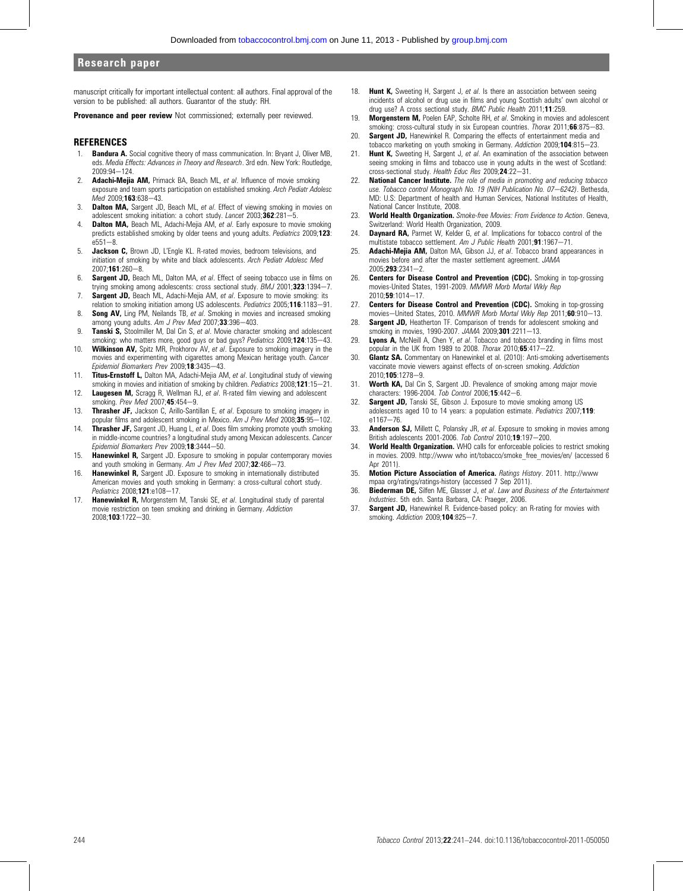manuscript critically for important intellectual content: all authors. Final approval of the version to be published: all authors. Guarantor of the study: RH.

**Provenance and peer review** Not commissioned; externally peer reviewed.

## REFERENCES

1. **Bandura A.** Social cognitive theory of mass communication. In: Bryant J, Oliver MB, eds. *Media Effects: Advances in Theory and Research*. 3rd edn. New York: Routledge, 2009:94–124.
2. **Adachi-Mejia AM,** Primack BA, Beach ML, *et al*. Influence of movie smoking exposure and team sports participation on established smoking. *Arch Pediatr Adolesc Med* 2009;**163**:638–43.
3. **Dalton MA,** Sargent JD, Beach ML, *et al*. Effect of viewing smoking in movies on adolescent smoking initiation: a cohort study. *Lancet* 2003;**362**:281–5.
4. **Dalton MA,** Beach ML, Adachi-Mejia AM, *et al*. Early exposure to movie smoking predicts established smoking by older teens and young adults. *Pediatrics* 2009;**123**:e551–8.
5. **Jackson C,** Brown JD, L'Engle KL. R-rated movies, bedroom televisions, and initiation of smoking by white and black adolescents. *Arch Pediatr Adolesc Med* 2007;**161**:260–8.
6. **Sargent JD,** Beach ML, Dalton MA, *et al*. Effect of seeing tobacco use in films on trying smoking among adolescents: cross sectional study. *BMJ* 2001;**323**:1394–7.
7. **Sargent JD,** Beach ML, Adachi-Mejia AM, *et al*. Exposure to movie smoking: its relation to smoking initiation among US adolescents. *Pediatrics* 2005;**116**:1183–91.
8. **Song AV,** Ling PM, Neilands TB, *et al*. Smoking in movies and increased smoking among young adults. *Am J Prev Med* 2007;**33**:396–403.
9. **Tanski S,** Stoolmiller M, Dal Cin S, *et al*. Movie character smoking and adolescent smoking: who matters more, good guys or bad guys? *Pediatrics* 2009;**124**:135–43.
10. **Wilkinson AV,** Spitz MR, Prokhorov AV, *et al*. Exposure to smoking imagery in the movies and experimenting with cigarettes among Mexican heritage youth. *Cancer Epidemiol Biomarkers Prev* 2009;**18**:3435–43.
11. **Titus-Ernstoff L,** Dalton MA, Adachi-Mejia AM, *et al*. Longitudinal study of viewing smoking in movies and initiation of smoking by children. *Pediatrics* 2008;**121**:15–21.
12. **Laugesen M,** Scragg R, Wellman RJ, *et al*. R-rated film viewing and adolescent smoking. *Prev Med* 2007;**45**:454–9.
13. **Thrasher JF,** Jackson C, Arillo-Santillan E, *et al*. Exposure to smoking imagery in popular films and adolescent smoking in Mexico. *Am J Prev Med* 2008;**35**:95–102.
14. **Thrasher JF,** Sargent JD, Huang L, *et al*. Does film smoking promote youth smoking in middle-income countries? a longitudinal study among Mexican adolescents. *Cancer Epidemiol Biomarkers Prev* 2009;**18**:3444–50.
15. **Hanewinkel R,** Sargent JD. Exposure to smoking in popular contemporary movies and youth smoking in Germany. *Am J Prev Med* 2007;**32**:466–73.
16. **Hanewinkel R,** Sargent JD. Exposure to smoking in internationally distributed American movies and youth smoking in Germany: a cross-cultural cohort study. *Pediatrics* 2008;**121**:e108–17.
17. **Hanewinkel R,** Morgenstern M, Tanski SE, *et al*. Longitudinal study of parental movie restriction on teen smoking and drinking in Germany. *Addiction* 2008;**103**:1722–30.
18. **Hunt K,** Sweeting H, Sargent J, *et al*. Is there an association between seeing incidents of alcohol or drug use in films and young Scottish adults' own alcohol or drug use? A cross sectional study. *BMC Public Health* 2011;**11**:259.
19. **Morgenstern M,** Poelen EAP, Scholte RH, *et al*. Smoking in movies and adolescent smoking: cross-cultural study in six European countries. *Thorax* 2011;**66**:875–83.
20. **Sargent JD,** Hanewinkel R. Comparing the effects of entertainment media and tobacco marketing on youth smoking in Germany. *Addiction* 2009;**104**:815–23.
21. **Hunt K,** Sweeting H, Sargent J, *et al*. An examination of the association between seeing smoking in films and tobacco use in young adults in the west of Scotland: cross-sectional study. *Health Educ Res* 2009;**24**:22–31.
22. **National Cancer Institute.** *The role of media in promoting and reducing tobacco use. Tobacco control Monograph No. 19 (NIH Publication No. 07–6242)*. Bethesda, MD: U.S: Department of health and Human Services, National Institutes of Health, National Cancer Institute, 2008.
23. **World Health Organization.** *Smoke-free Movies: From Evidence to Action*. Geneva, Switzerland: World Health Organization, 2009.
24. **Daynard RA,** Parmet W, Kelder G, *et al*. Implications for tobacco control of the multistate tobacco settlement. *Am J Public Health* 2001;**91**:1967–71.
25. **Adachi-Mejia AM,** Dalton MA, Gibson JJ, *et al*. Tobacco brand appearances in movies before and after the master settlement agreement. *JAMA* 2005;**293**:2341–2.
26. **Centers for Disease Control and Prevention (CDC).** Smoking in top-grossing movies-United States, 1991-2009. *MMWR Morb Mortal Wkly Rep* 2010;**59**:1014–17.
27. **Centers for Disease Control and Prevention (CDC).** Smoking in top-grossing movies—United States, 2010. *MMWR Morb Mortal Wkly Rep* 2011;**60**:910–13.
28. **Sargent JD,** Heatherton TF. Comparison of trends for adolescent smoking and smoking in movies, 1990-2007. *JAMA* 2009;**301**:2211–13.
29. **Lyons A,** McNeill A, Chen Y, *et al*. Tobacco and tobacco branding in films most popular in the UK from 1989 to 2008. *Thorax* 2010;**65**:417–22.
30. **Glantz SA.** Commentary on Hanewinkel et al. (2010): Anti-smoking advertisements vaccinate movie viewers against effects of on-screen smoking. *Addiction* 2010;**105**:1278–9.
31. **Worth KA,** Dal Cin S, Sargent JD. Prevalence of smoking among major movie characters: 1996-2004. *Tob Control* 2006;**15**:442–6.
32. **Sargent JD,** Tanski SE, Gibson J. Exposure to movie smoking among US adolescents aged 10 to 14 years: a population estimate. *Pediatrics* 2007;**119**:e1167–76.
33. **Anderson SJ,** Millett C, Polansky JR, *et al*. Exposure to smoking in movies among British adolescents 2001-2006. *Tob Control* 2010;**19**:197–200.
34. **World Health Organization.** WHO calls for enforceable policies to restrict smoking in movies. 2009. http://www who int/tobacco/smoke_free_movies/en/ (accessed 6 Apr 2011).
35. **Motion Picture Association of America.** *Ratings History*. 2011. http://www mpaa org/ratings/ratings-history (accessed 7 Sep 2011).
36. **Biederman DE,** Silfen ME, Glasser J, *et al*. *Law and Business of the Entertainment Industries*. 5th edn. Santa Barbara, CA: Praeger, 2006.
37. **Sargent JD,** Hanewinkel R. Evidence-based policy: an R-rating for movies with smoking. *Addiction* 2009;**104**:825–7.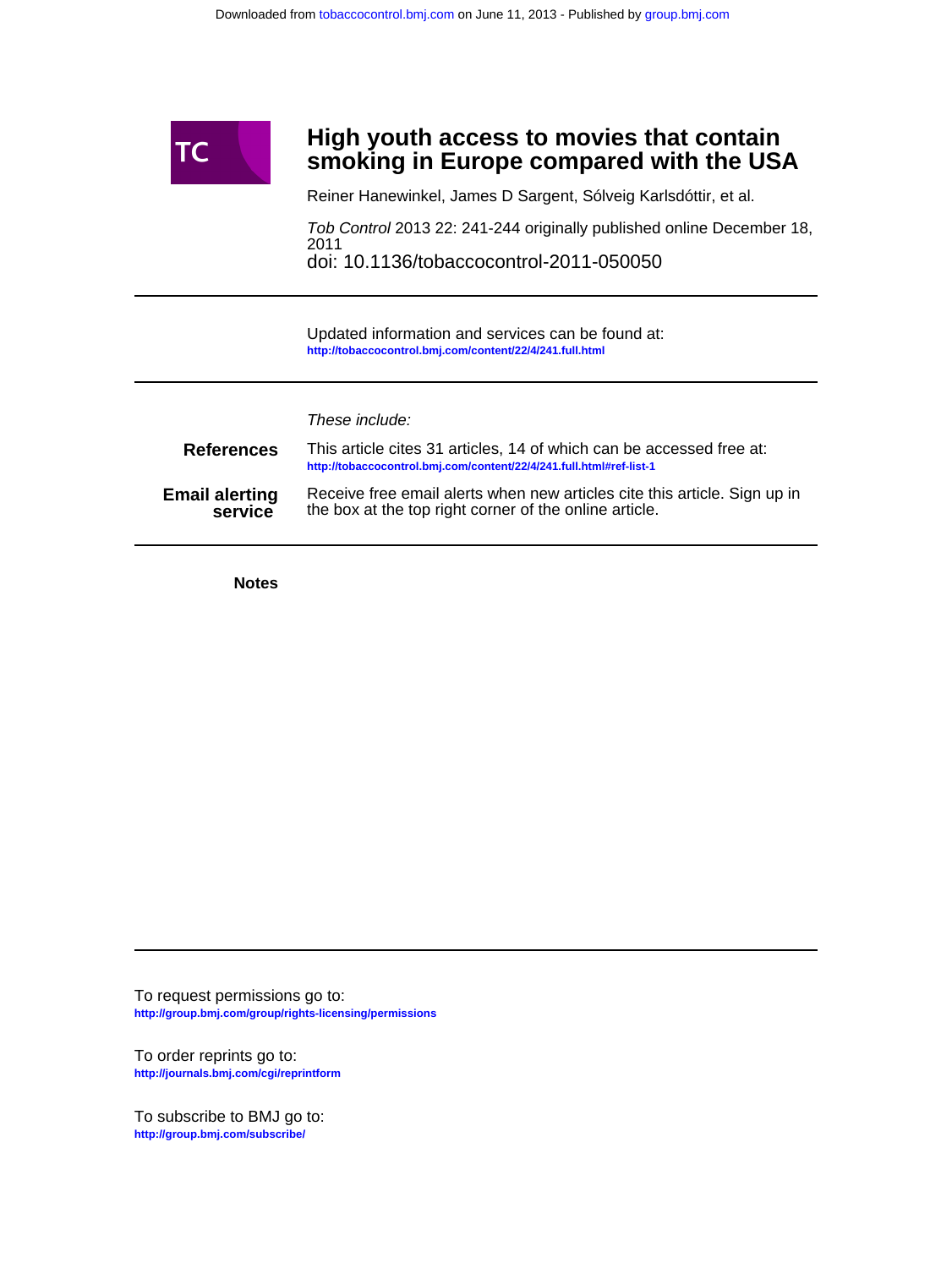Downloaded from tobaccocontrol.bmj.com on June 11, 2013 - Published by group.bmj.com

TC

# High youth access to movies that contain smoking in Europe compared with the USA

Reiner Hanewinkel, James D Sargent, Sólveig Karlsdóttir, et al.

*Tob Control* 2013 22: 241-244 originally published online December 18, 2011
doi: 10.1136/tobaccocontrol-2011-050050

---

Updated information and services can be found at:
http://tobaccocontrol.bmj.com/content/22/4/241.full.html

---

*These include:*

**References** This article cites 31 articles, 14 of which can be accessed free at:
http://tobaccocontrol.bmj.com/content/22/4/241.full.html#ref-list-1

**Email alerting service** Receive free email alerts when new articles cite this article. Sign up in the box at the top right corner of the online article.

---

**Notes**

---

To request permissions go to:
http://group.bmj.com/group/rights-licensing/permissions

To order reprints go to:
http://journals.bmj.com/cgi/reprintform

To subscribe to BMJ go to:
http://group.bmj.com/subscribe/